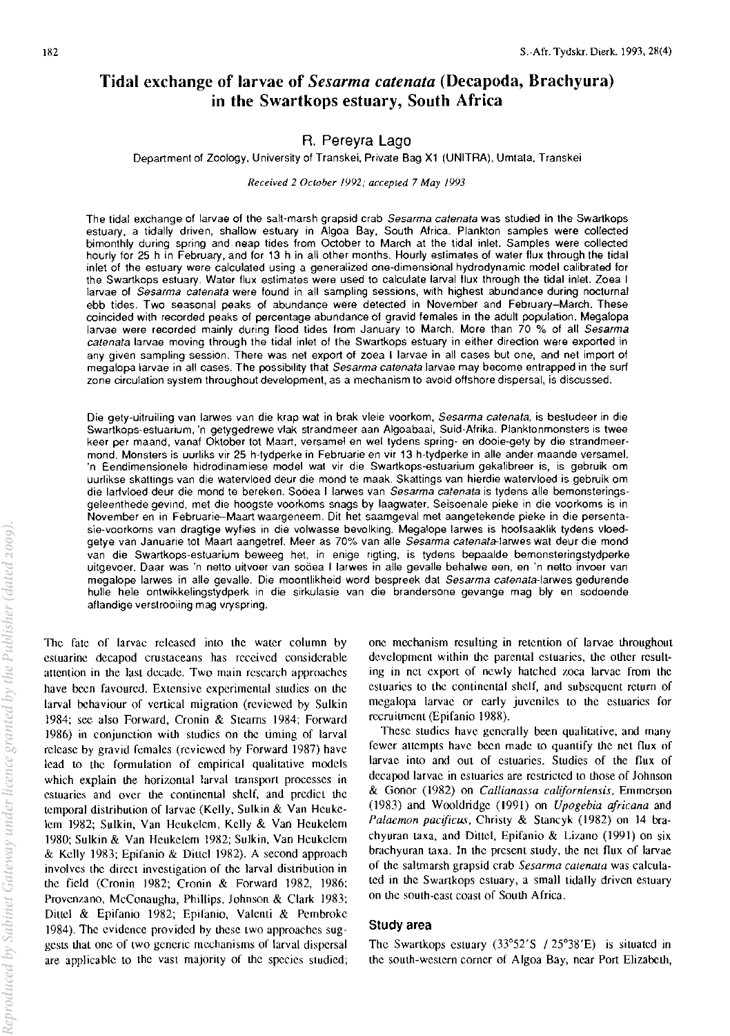# Tidal exchange of larvae of *Sesarma catenata* (Decapoda, Brachyura) in the Swartkops estuary, South Africa

**R. Pereyra Lago**

Department of Zoology, University of Transkei, Private Bag X1 (UNITRA), Umtata, Transkei

*Received 2 October 1992; accepted 7 May 1993*

The tidal exchange of larvae of the salt-marsh grapsid crab *Sesarma catenata* was studied in the Swartkops estuary, a tidally driven, shallow estuary in Algoa Bay, South Africa. Plankton samples were collected bimonthly during spring and neap tides from October to March at the tidal inlet. Samples were collected hourly for 25 h in February, and for 13 h in all other months. Hourly estimates of water flux through the tidal inlet of the estuary were calculated using a generalized one-dimensional hydrodynamic model calibrated for the Swartkops estuary. Water flux estimates were used to calculate larval flux through the tidal inlet. Zoea I larvae of *Sesarma catenata* were found in all sampling sessions, with highest abundance during nocturnal ebb tides. Two seasonal peaks of abundance were detected in November and February–March. These coincided with recorded peaks of percentage abundance of gravid females in the adult population. Megalopa larvae were recorded mainly during flood tides from January to March. More than 70 % of all *Sesarma catenata* larvae moving through the tidal inlet of the Swartkops estuary in either direction were exported in any given sampling session. There was net export of zoea I larvae in all cases but one, and net import of megalopa larvae in all cases. The possibility that *Sesarma catenata* larvae may become entrapped in the surf zone circulation system throughout development, as a mechanism to avoid offshore dispersal, is discussed.

Die gety-uitruiling van larwes van die krap wat in brak vleie voorkom, *Sesarma catenata*, is bestudeer in die Swartkops-estuarium, 'n getygedrewe vlak strandmeer aan Algoabaai, Suid-Afrika. Planktonmonsters is twee keer per maand, vanaf Oktober tot Maart, versamel en wel tydens spring- en dooie-gety by die strandmeermond. Monsters is uurliks vir 25 h-tydperke in Februarie en vir 13 h-tydperke in alle ander maande versamel. 'n Eendimensionele hidrodinamiese model wat vir die Swartkops-estuarium gekalibreer is, is gebruik om uurlikse skattings van die watervloed deur die mond te maak. Skattings van hierdie watervloed is gebruik om die larfvloed deur die mond te bereken. Soöea I larwes van *Sesarma catenata* is tydens alle bemonsteringsgeleenthede gevind, met die hoogste voorkoms snags by laagwater. Seisoenale pieke in die voorkoms is in November en in Februarie–Maart waargeneem. Dit het saamgeval met aangetekende pieke in die persentasie-voorkoms van dragtige wyfies in die volwasse bevolking. Megalope larwes is hoofsaaklik tydens vloedgetye van Januarie tot Maart aangetref. Meer as 70% van alle *Sesarma catenata*-larwes wat deur die mond van die Swartkops-estuarium beweeg het, in enige rigting, is tydens bepaalde bemonsteringstydperke uitgevoer. Daar was 'n netto uitvoer van soöea I larwes in alle gevalle behalwe een, en 'n netto invoer van megalope larwes in alle gevalle. Die moontlikheid word bespreek dat *Sesarma catenata*-larwes gedurende hulle hele ontwikkelingstydperk in die sirkulasie van die brandersone gevange mag bly en sodoende aflandige verstrooiing mag vryspring.

The fate of larvae released into the water column by estuarine decapod crustaceans has received considerable attention in the last decade. Two main research approaches have been favoured. Extensive experimental studies on the larval behaviour of vertical migration (reviewed by Sulkin 1984; see also Forward, Cronin & Stearns 1984; Forward 1986) in conjunction with studies on the timing of larval release by gravid females (reviewed by Forward 1987) have lead to the formulation of empirical qualitative models which explain the horizontal larval transport processes in estuaries and over the continental shelf, and predict the temporal distribution of larvae (Kelly, Sulkin & Van Heukelem 1982; Sulkin, Van Heukelem, Kelly & Van Heukelem 1980; Sulkin & Van Heukelem 1982; Sulkin, Van Heukelem & Kelly 1983; Epifanio & Dittel 1982). A second approach involves the direct investigation of the larval distribution in the field (Cronin 1982; Cronin & Forward 1982, 1986; Provenzano, McConaugha, Phillips, Johnson & Clark 1983; Dittel & Epifanio 1982; Epifanio, Valenti & Pembroke 1984). The evidence provided by these two approaches suggests that one of two generic mechanisms of larval dispersal are applicable to the vast majority of the species studied; one mechanism resulting in retention of larvae throughout development within the parental estuaries, the other resulting in net export of newly hatched zoea larvae from the estuaries to the continental shelf, and subsequent return of megalopa larvae or early juveniles to the estuaries for recruitment (Epifanio 1988).

These studies have generally been qualitative, and many fewer attempts have been made to quantify the net flux of larvae into and out of estuaries. Studies of the flux of decapod larvae in estuaries are restricted to those of Johnson & Gonor (1982) on *Callianassa californiensis*, Emmerson (1983) and Wooldridge (1991) on *Upogebia africana* and *Palaemon pacificus*, Christy & Stancyk (1982) on 14 brachyuran taxa, and Dittel, Epifanio & Lizano (1991) on six brachyuran taxa. In the present study, the net flux of larvae of the saltmarsh grapsid crab *Sesarma catenata* was calculated in the Swartkops estuary, a small tidally driven estuary on the south-east coast of South Africa.

## Study area

The Swartkops estuary (33°52'S / 25°38'E) is situated in the south-western corner of Algoa Bay, near Port Elizabeth,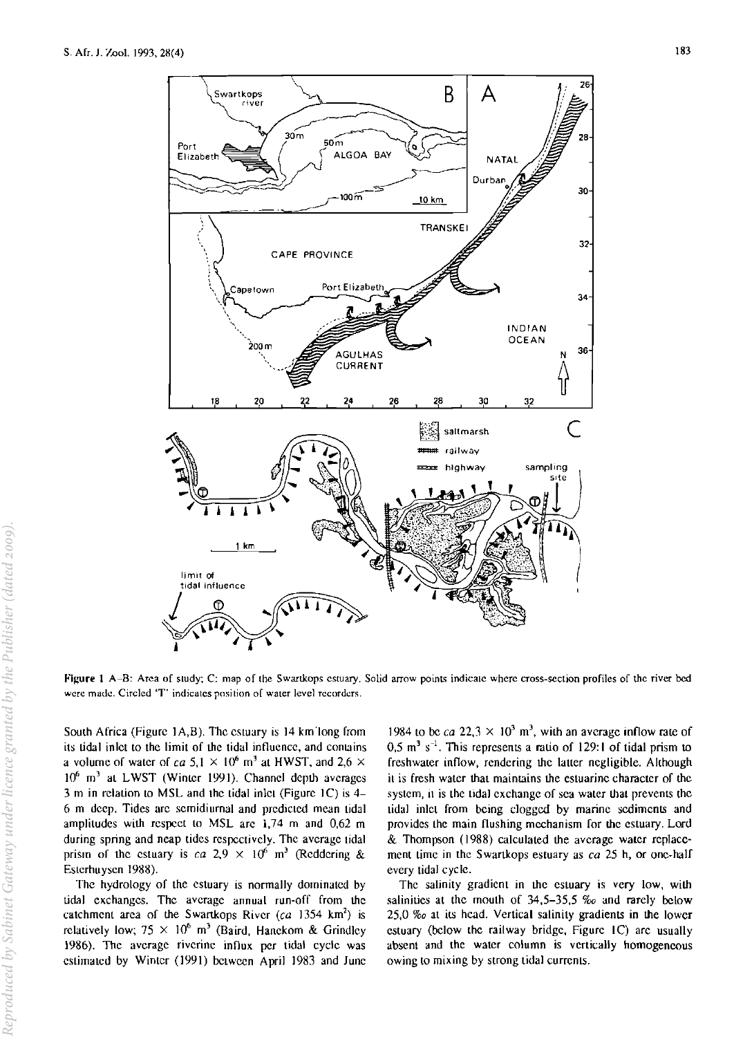Figure 1 A–B: Area of study; C: map of the Swartkops estuary. Solid arrow points indicate where cross-section profiles of the river bed were made. Circled 'T' indicates position of water level recorders.

South Africa (Figure 1A,B). The estuary is 14 km long from its tidal inlet to the limit of the tidal influence, and contains a volume of water of *ca* 5,1 × $10^6$ $m^3$ at HWST, and 2,6 × $10^6$ $m^3$ at LWST (Winter 1991). Channel depth averages 3 m in relation to MSL and the tidal inlet (Figure 1C) is 4–6 m deep. Tides are semidiurnal and predicted mean tidal amplitudes with respect to MSL are 1,74 m and 0,62 m during spring and neap tides respectively. The average tidal prism of the estuary is *ca* 2,9 × $10^6$ $m^3$ (Reddering & Esterhuysen 1988).

The hydrology of the estuary is normally dominated by tidal exchanges. The average annual run-off from the catchment area of the Swartkops River (*ca* 1354 $km^2$) is relatively low; 75 × $10^6$ $m^3$ (Baird, Hanekom & Grindley 1986). The average riverine influx per tidal cycle was estimated by Winter (1991) between April 1983 and June 1984 to be *ca* 22,3 × $10^3$ $m^3$, with an average inflow rate of 0,5 $m^3$ $s^{-1}$. This represents a ratio of 129:1 of tidal prism to freshwater inflow, rendering the latter negligible. Although it is fresh water that maintains the estuarine character of the system, it is the tidal exchange of sea water that prevents the tidal inlet from being clogged by marine sediments and provides the main flushing mechanism for the estuary. Lord & Thompson (1988) calculated the average water replacement time in the Swartkops estuary as *ca* 25 h, or one-half every tidal cycle.

The salinity gradient in the estuary is very low, with salinities at the mouth of 34,5–35,5 ‰ and rarely below 25,0 ‰ at its head. Vertical salinity gradients in the lower estuary (below the railway bridge, Figure 1C) are usually absent and the water column is vertically homogeneous owing to mixing by strong tidal currents.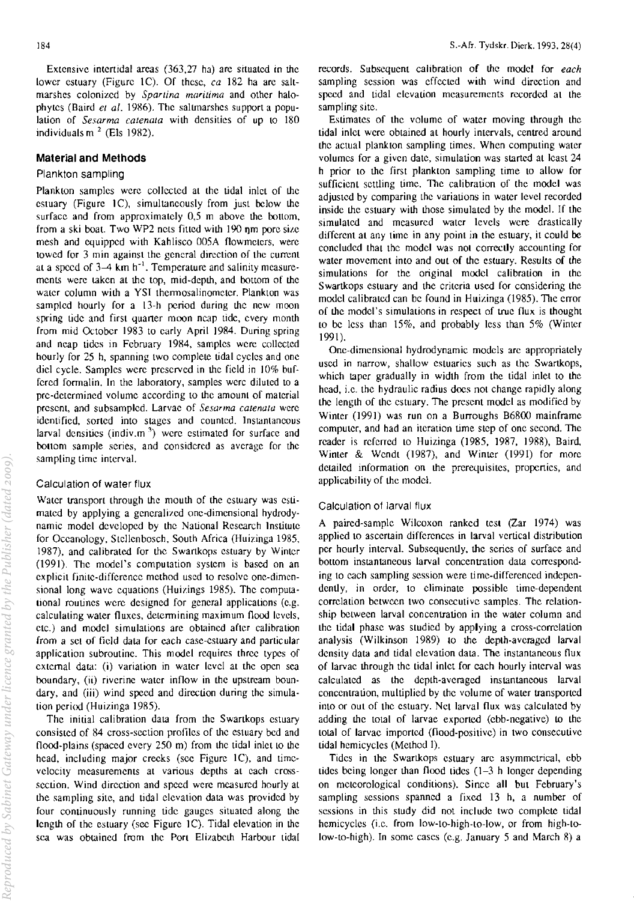Extensive intertidal areas (363,27 ha) are situated in the lower estuary (Figure 1C). Of these, *ca* 182 ha are saltmarshes colonized by *Spartina maritima* and other halophytes (Baird *et al.* 1986). The saltmarshes support a population of *Sesarma catenata* with densities of up to 180 individuals m$^{-2}$ (Els 1982).

## Material and Methods

### Plankton sampling

Plankton samples were collected at the tidal inlet of the estuary (Figure 1C), simultaneously from just below the surface and from approximately 0,5 m above the bottom, from a ski boat. Two WP2 nets fitted with 190 ηm pore size mesh and equipped with Kahlisco 005A flowmeters, were towed for 3 min against the general direction of the current at a speed of 3–4 km h$^{-1}$. Temperature and salinity measurements were taken at the top, mid-depth, and bottom of the water column with a YSI thermosalinometer. Plankton was sampled hourly for a 13-h period during the new moon spring tide and first quarter moon neap tide, every month from mid October 1983 to early April 1984. During spring and neap tides in February 1984, samples were collected hourly for 25 h, spanning two complete tidal cycles and one diel cycle. Samples were preserved in the field in 10% buffered formalin. In the laboratory, samples were diluted to a pre-determined volume according to the amount of material present, and subsampled. Larvae of *Sesarma catenata* were identified, sorted into stages and counted. Instantaneous larval densities (indiv.m$^{-3}$) were estimated for surface and bottom sample series, and considered as average for the sampling time interval.

### Calculation of water flux

Water transport through the mouth of the estuary was estimated by applying a generalized one-dimensional hydrodynamic model developed by the National Research Institute for Oceanology, Stellenbosch, South Africa (Huizinga 1985, 1987), and calibrated for the Swartkops estuary by Winter (1991). The model's computation system is based on an explicit finite-difference method used to resolve one-dimensional long wave equations (Huizings 1985). The computational routines were designed for general applications (e.g. calculating water fluxes, determining maximum flood levels, etc.) and model simulations are obtained after calibration from a set of field data for each case-estuary and particular application subroutine. This model requires three types of external data: (i) variation in water level at the open sea boundary, (ii) riverine water inflow in the upstream boundary, and (iii) wind speed and direction during the simulation period (Huizinga 1985).

The initial calibration data from the Swartkops estuary consisted of 84 cross-section profiles of the estuary bed and flood-plains (spaced every 250 m) from the tidal inlet to the head, including major creeks (see Figure 1C), and time-velocity measurements at various depths at each cross-section. Wind direction and speed were measured hourly at the sampling site, and tidal elevation data was provided by four continuously running tide gauges situated along the length of the estuary (see Figure 1C). Tidal elevation in the sea was obtained from the Port Elizabeth Harbour tidal records. Subsequent calibration of the model for *each* sampling session was effected with wind direction and speed and tidal elevation measurements recorded at the sampling site.

Estimates of the volume of water moving through the tidal inlet were obtained at hourly intervals, centred around the actual plankton sampling times. When computing water volumes for a given date, simulation was started at least 24 h prior to the first plankton sampling time to allow for sufficient settling time. The calibration of the model was adjusted by comparing the variations in water level recorded inside the estuary with those simulated by the model. If the simulated and measured water levels were drastically different at any time in any point in the estuary, it could be concluded that the model was not correctly accounting for water movement into and out of the estuary. Results of the simulations for the original model calibration in the Swartkops estuary and the criteria used for considering the model calibrated can be found in Huizinga (1985). The error of the model's simulations in respect of true flux is thought to be less than 15%, and probably less than 5% (Winter 1991).

One-dimensional hydrodynamic models are appropriately used in narrow, shallow estuaries such as the Swartkops, which taper gradually in width from the tidal inlet to the head, i.e. the hydraulic radius does not change rapidly along the length of the estuary. The present model as modified by Winter (1991) was run on a Burroughs B6800 mainframe computer, and had an iteration time step of one second. The reader is referred to Huizinga (1985, 1987, 1988), Baird, Winter & Wendt (1987), and Winter (1991) for more detailed information on the prerequisites, properties, and applicability of the model.

### Calculation of larval flux

A paired-sample Wilcoxon ranked test (Zar 1974) was applied to ascertain differences in larval vertical distribution per hourly interval. Subsequently, the series of surface and bottom instantaneous larval concentration data corresponding to each sampling session were time-differenced independently, in order, to eliminate possible time-dependent correlation between two consecutive samples. The relationship between larval concentration in the water column and the tidal phase was studied by applying a cross-correlation analysis (Wilkinson 1989) to the depth-averaged larval density data and tidal elevation data. The instantaneous flux of larvae through the tidal inlet for each hourly interval was calculated as the depth-averaged instantaneous larval concentration, multiplied by the volume of water transported into or out of the estuary. Net larval flux was calculated by adding the total of larvae exported (ebb-negative) to the total of larvae imported (flood-positive) in two consecutive tidal hemicycles (Method I).

Tides in the Swartkops estuary are asymmetrical, ebb tides being longer than flood tides (1–3 h longer depending on meteorological conditions). Since all but February's sampling sessions spanned a fixed 13 h, a number of sessions in this study did not include two complete tidal hemicycles (i.e. from low-to-high-to-low, or from high-to-low-to-high). In some cases (e.g. January 5 and March 8) a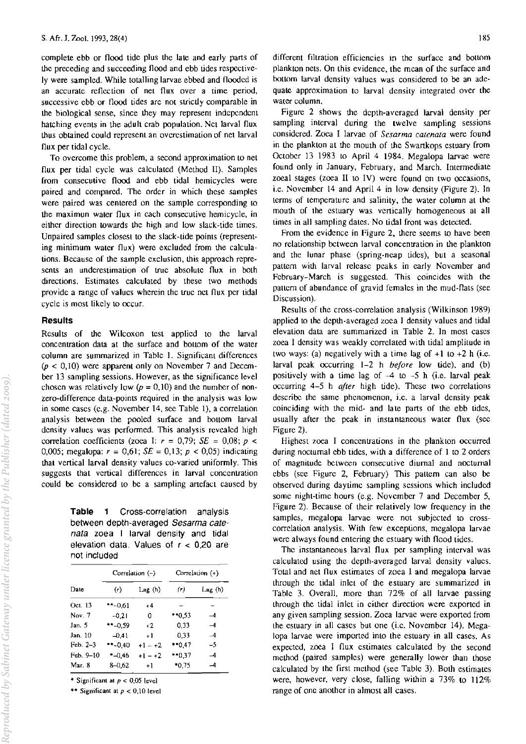complete ebb or flood tide plus the late and early parts of the preceding and succeeding flood and ebb tides respectively were sampled. While totalling larvae ebbed and flooded is an accurate reflection of net flux over a time period, successive ebb or flood tides are not strictly comparable in the biological sense, since they may represent independent hatching events in the adult crab population. Net larval flux thus obtained could represent an overestimation of net larval flux per tidal cycle.

To overcome this problem, a second approximation to net flux per tidal cycle was calculated (Method II). Samples from consecutive flood and ebb tidal hemicycles were paired and compared. The order in which these samples were paired was centered on the sample corresponding to the maximun water flux in each consecutive hemicycle, in either direction towards the high and low slack-tide times. Unpaired samples closest to the slack-tide points (representing minimum water flux) were excluded from the calculations. Because of the sample exclusion, this approach represents an underestimation of true absolute flux in both directions. Estimates calculated by these two methods provide a range of values wherein the true net flux per tidal cycle is most likely to occur.

## Results

Results of the Wilcoxon test applied to the larval concentration data at the surface and bottom of the water column are summarized in Table 1. Significant differences ($p < 0,10$) were apparent only on November 7 and December 13 sampling sessions. However, as the significance level chosen was relatively low ($p = 0,10$) and the number of non-zero-difference data-points required in the analysis was low in some cases (e.g. November 14, see Table 1), a correlation analysis between the pooled surface and bottom larval density values was performed. This analysis revealed high correlation coefficients (zoea I: $r = 0,79$; $SE = 0,08$; $p < 0,005$; megalopa: $r = 0,61$; $SE = 0,13$; $p < 0,05$) indicating that vertical larval density values co-varied uniformly. This suggests that vertical differences in larval concentration could be considered to be a sampling artefact caused by different filtration efficiencies in the surface and bottom plankton nets. On this evidence, the mean of the surface and bottom larval density values was considered to be an adequate approximation to larval density integrated over the water column.

**Table 1** Cross-correlation analysis between depth-averaged *Sesarma catenata* zoea I larval density and tidal elevation data. Values of $r < 0,20$ are not included

| Date | Correlation (–) | | Correlation (+) | |
|---|---|---|---|---|
| | ($r$) | Lag (h) | ($r$) | Lag (h) |
| Oct. 13 | **–0,61 | +4 | – | – |
| Nov. 7 | –0,21 | 0 | **0,53 | –4 |
| Jan. 5 | **–0,59 | +2 | 0,33 | –4 |
| Jan. 10 | –0,41 | +1 | 0,33 | –4 |
| Feb. 2–3 | **–0,40 | +1 – +2 | **0,47 | –5 |
| Feb. 9–10 | *–0,46 | +1 – +2 | **0,37 | –4 |
| Mar. 8 | 8–0,62 | +1 | *0,75 | –4 |

\* Significant at $p < 0,05$ level

\*\* Significant at $p < 0,10$ level

Figure 2 shows the depth-averaged larval density per sampling interval during the twelve sampling sessions considered. Zoea I larvae of *Sesarma catenata* were found in the plankton at the mouth of the Swartkops estuary from October 13 1983 to April 4 1984. Megalopa larvae were found only in January, February, and March. Intermediate zoeal stages (zoea II to IV) were found on two occasions, i.e. November 14 and April 4 in low density (Figure 2). In terms of temperature and salinity, the water column at the mouth of the estuary was vertically homogeneous at all times in all sampling dates. No tidal front was detected.

From the evidence in Figure 2, there seems to have been no relationship between larval concentration in the plankton and the lunar phase (spring-neap tides), but a seasonal pattern with larval release peaks in early November and February–March is suggested. This coincides with the pattern of abundance of gravid females in the mud-flats (see Discussion).

Results of the cross-correlation analysis (Wilkinson 1989) applied to the depth-averaged zoea I density values and tidal elevation data are summarized in Table 2. In most cases zoea I density was weakly correlated with tidal amplitude in two ways: (a) negatively with a time lag of +1 to +2 h (i.e. larval peak occurring 1–2 h *before* low tide), and (b) positively with a time lag of –4 to –5 h (i.e. larval peak occurring 4–5 h *after* high tide). These two correlations describe the same phenomenon, i.e. a larval density peak coinciding with the mid- and late parts of the ebb tides, usually after the peak in instantaneous water flux (see Figure 2).

Highest zoea I concentrations in the plankton occurred during nocturnal ebb tides, with a difference of 1 to 2 orders of magnitude between consecutive diurnal and nocturnal ebbs (see Figure 2, February) This pattern can also be observed during daytime sampling sessions which included some night-time hours (e.g. November 7 and December 5, Figure 2). Because of their relatively low frequency in the samples, megalopa larvae were not subjected to cross-correlation analysis. With few exceptions, megalopa larvae were always found entering the estuary with flood tides.

The instantaneous larval flux per sampling interval was calculated using the depth-averaged larval density values. Total and net flux estimates of zoea I and megalopa larvae through the tidal inlet of the estuary are summarized in Table 3. Overall, more than 72% of all larvae passing through the tidal inlet in either direction were exported in any given sampling session. Zoea larvae were exported from the estuary in all cases but one (i.e. November 14). Megalopa larvae were imported into the estuary in all cases. As expected, zoea I flux estimates calculated by the second method (paired samples) were generally lower than those calculated by the first method (see Table 3). Both estimates were, however, very close, falling within a 73% to 112% range of one another in almost all cases.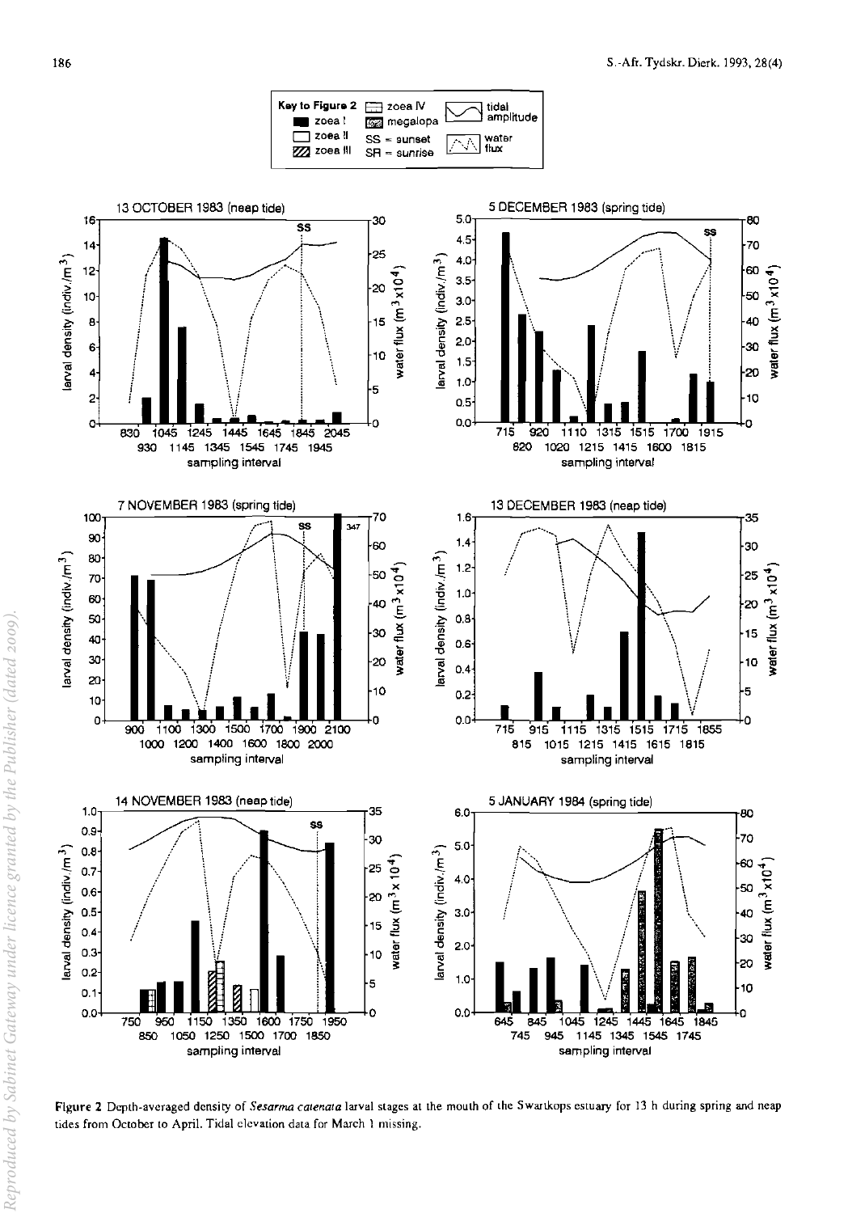Figure 2 Depth-averaged density of *Sesarma catenata* larval stages at the mouth of the Swartkops estuary for 13 h during spring and neap tides from October to April. Tidal elevation data for March 1 missing.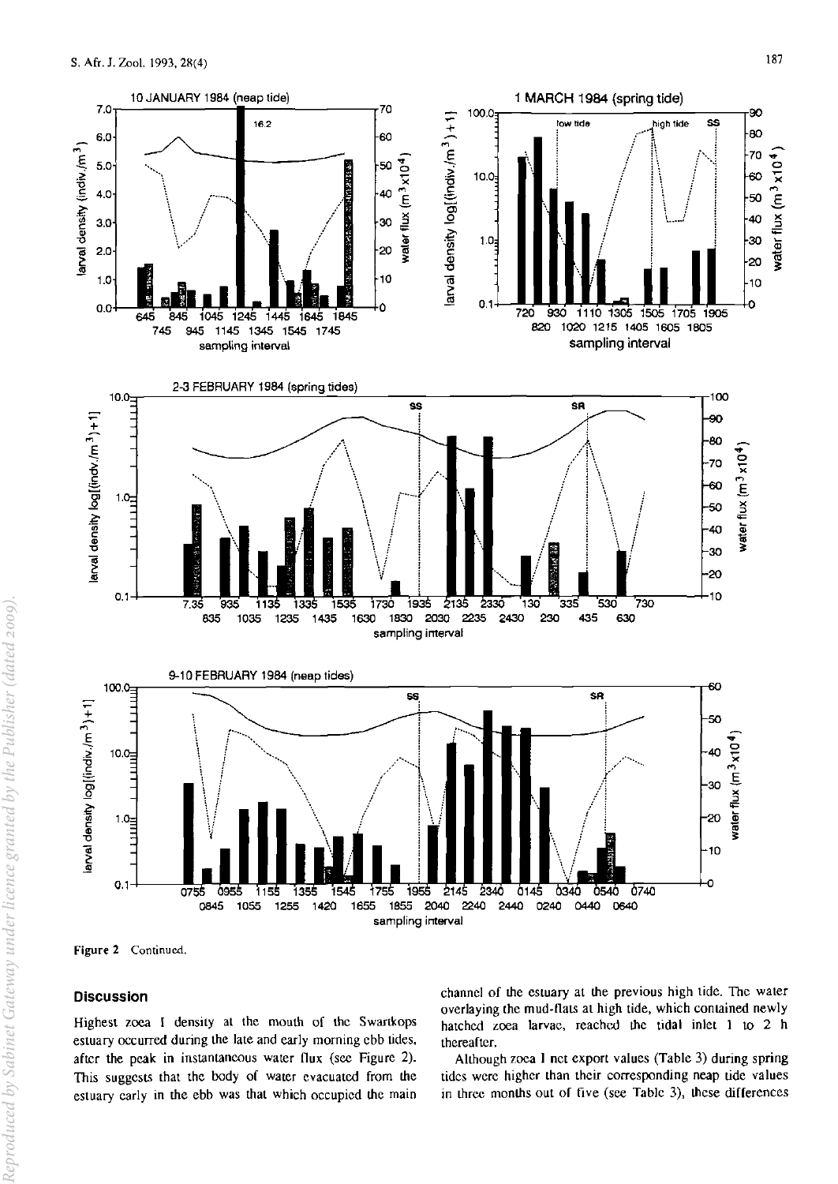Figure 2 Continued.

## Discussion

Highest zoea I density at the mouth of the Swartkops estuary occurred during the late and early morning ebb tides, after the peak in instantaneous water flux (see Figure 2). This suggests that the body of water evacuated from the estuary early in the ebb was that which occupied the main channel of the estuary at the previous high tide. The water overlaying the mud-flats at high tide, which contained newly hatched zoea larvae, reached the tidal inlet 1 to 2 h thereafter.

Although zoea I net export values (Table 3) during spring tides were higher than their corresponding neap tide values in three months out of five (see Table 3), these differences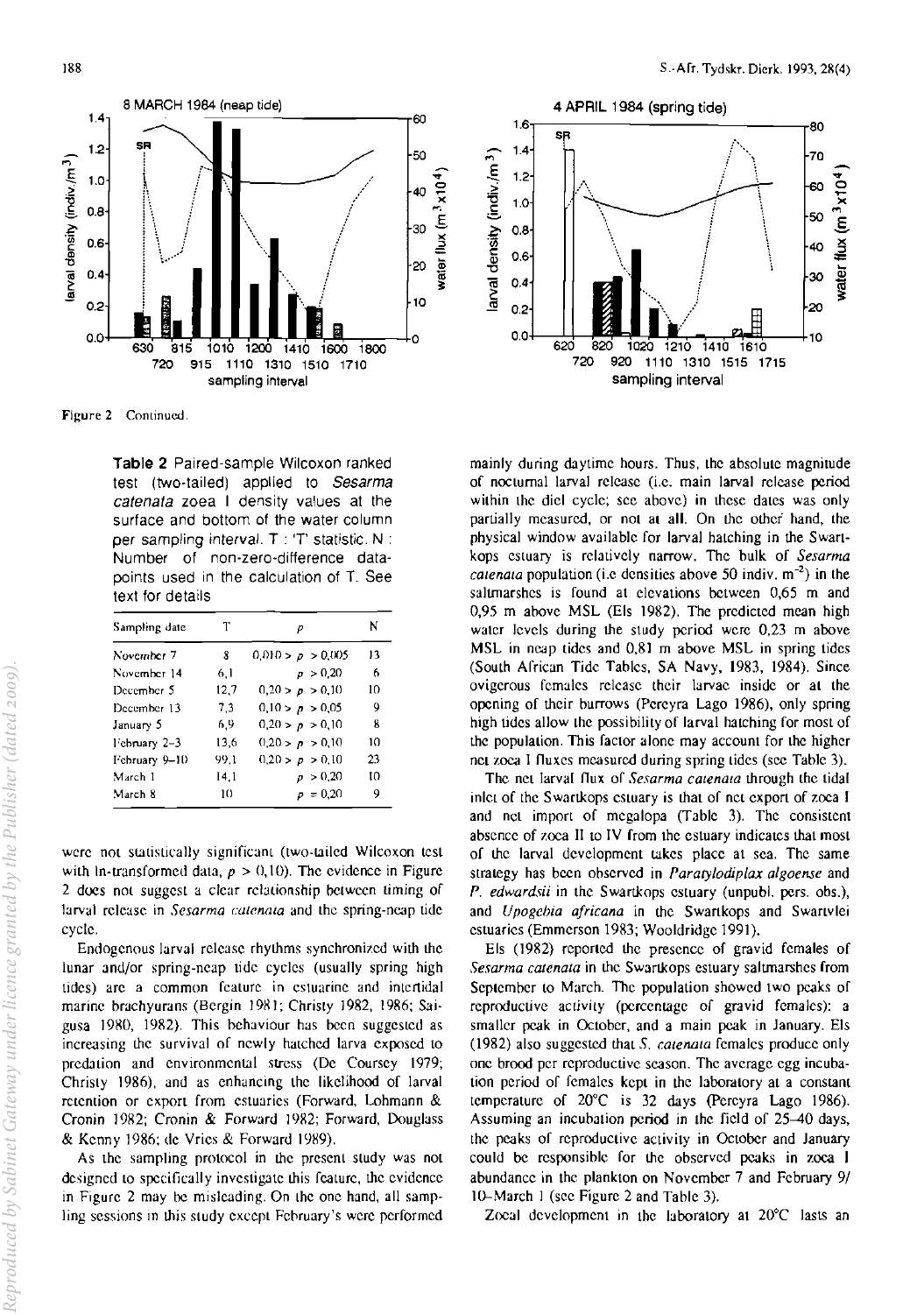Figure 2 Continued.

**Table 2** Paired-sample Wilcoxon ranked test (two-tailed) applied to *Sesarma catenata* zoea I density values at the surface and bottom of the water column per sampling interval. T : 'T' statistic. N : Number of non-zero-difference data-points used in the calculation of T. See text for details

| Sampling date | T | $p$ | N |
|---|---|---|---|
| November 7 | 8 | $0,010 > p > 0,005$ | 13 |
| November 14 | 6,1 | $p > 0,20$ | 6 |
| December 5 | 12,7 | $0,20 > p > 0,10$ | 10 |
| December 13 | 7,3 | $0,10 > p > 0,05$ | 9 |
| January 5 | 6,9 | $0,20 > p > 0,10$ | 8 |
| February 2–3 | 13,6 | $0,20 > p > 0,10$ | 10 |
| February 9–10 | 99,1 | $0,20 > p > 0,10$ | 23 |
| March 1 | 14,1 | $p > 0,20$ | 10 |
| March 8 | 10 | $p = 0,20$ | 9 |

were not statistically significant (two-tailed Wilcoxon test with ln-transformed data, $p > 0,10$). The evidence in Figure 2 does not suggest a clear relationship between timing of larval release in *Sesarma catenata* and the spring-neap tide cycle.

Endogenous larval release rhythms synchronized with the lunar and/or spring-neap tide cycles (usually spring high tides) are a common feature in estuarine and intertidal marine brachyurans (Bergin 1981; Christy 1982, 1986; Saigusa 1980, 1982). This behaviour has been suggested as increasing the survival of newly hatched larva exposed to predation and environmental stress (De Coursey 1979; Christy 1986), and as enhancing the likelihood of larval retention or export from estuaries (Forward, Lohmann & Cronin 1982; Cronin & Forward 1982; Forward, Douglass & Kenny 1986; de Vries & Forward 1989).

As the sampling protocol in the present study was not designed to specifically investigate this feature, the evidence in Figure 2 may be misleading. On the one hand, all sampling sessions in this study except February's were performed mainly during daytime hours. Thus, the absolute magnitude of nocturnal larval release (i.e. main larval release period within the diel cycle; see above) in these dates was only partially measured, or not at all. On the other hand, the physical window available for larval hatching in the Swartkops estuary is relatively narrow. The bulk of *Sesarma catenata* population (i.e densities above 50 indiv. $m^{-2}$) in the saltmarshes is found at elevations between 0,65 m and 0,95 m above MSL (Els 1982). The predicted mean high water levels during the study period were 0,23 m above MSL in neap tides and 0,81 m above MSL in spring tides (South African Tide Tables, SA Navy, 1983, 1984). Since ovigerous females release their larvae inside or at the opening of their burrows (Pereyra Lago 1986), only spring high tides allow the possibility of larval hatching for most of the population. This factor alone may account for the higher net zoea I fluxes measured during spring tides (see Table 3).

The net larval flux of *Sesarma catenata* through the tidal inlet of the Swartkops estuary is that of net export of zoea I and net import of megalopa (Table 3). The consistent absence of zoea II to IV from the estuary indicates that most of the larval development takes place at sea. The same strategy has been observed in *Paratylodiplax algoense* and *P. edwardsii* in the Swartkops estuary (unpubl. pers. obs.), and *Upogebia africana* in the Swartkops and Swartvlei estuaries (Emmerson 1983; Wooldridge 1991).

Els (1982) reported the presence of gravid females of *Sesarma catenata* in the Swartkops estuary saltmarshes from September to March. The population showed two peaks of reproductive activity (percentage of gravid females): a smaller peak in October, and a main peak in January. Els (1982) also suggested that *S. catenata* females produce only one brood per reproductive season. The average egg incubation period of females kept in the laboratory at a constant temperature of 20°C is 32 days (Pereyra Lago 1986). Assuming an incubation period in the field of 25–40 days, the peaks of reproductive activity in October and January could be responsible for the observed peaks in zoea I abundance in the plankton on November 7 and February 9/10–March 1 (see Figure 2 and Table 3).

Zoeal development in the laboratory at 20°C lasts an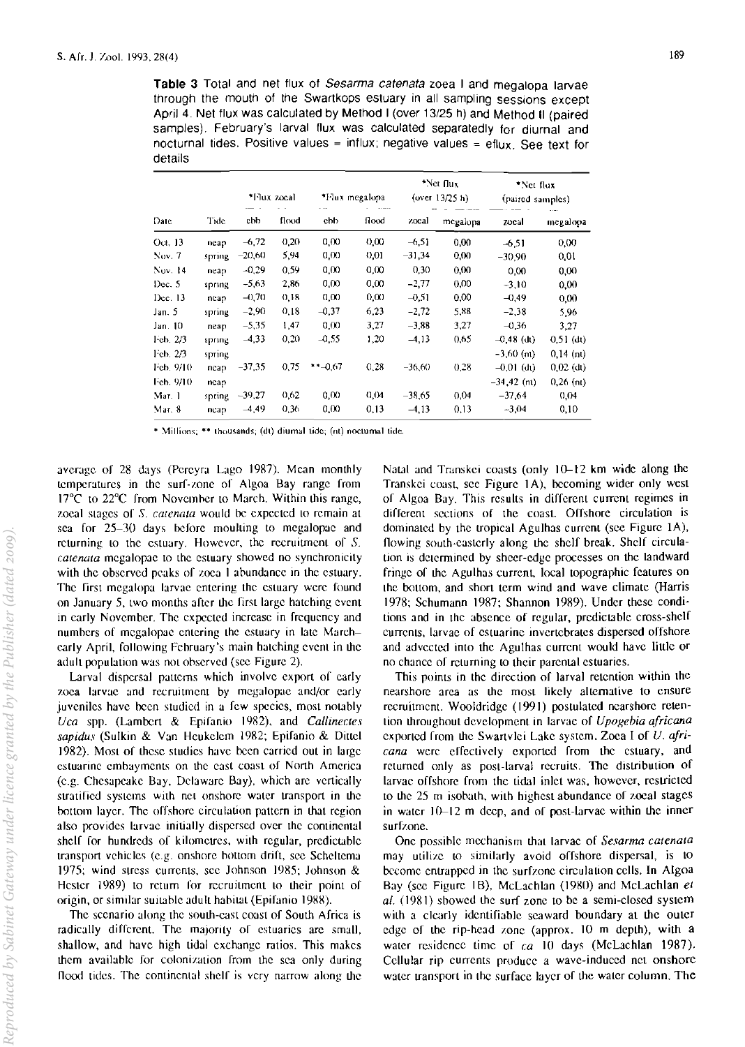**Table 3** Total and net flux of *Sesarma catenata* zoea I and megalopa larvae through the mouth of the Swartkops estuary in all sampling sessions except April 4. Net flux was calculated by Method I (over 13/25 h) and Method II (paired samples). February's larval flux was calculated separatedly for diurnal and nocturnal tides. Positive values = influx; negative values = efflux. See text for details

| | | *Flux zoeal | | *Flux megalopa | | *Net flux (over 13/25 h) | | *Net flux (paired samples) | |
|---|---|---|---|---|---|---|---|---|---|
| Date | Tide | ebb | flood | ebb | flood | zoeal | megalopa | zoeal | megalopa |
| Oct. 13 | neap | -6,72 | 0,20 | 0,00 | 0,00 | -6,51 | 0,00 | -6,51 | 0,00 |
| Nov. 7 | spring | -20,60 | 5,94 | 0,00 | 0,01 | -31,34 | 0,00 | -30,90 | 0,01 |
| Nov. 14 | neap | -0,29 | 0,59 | 0,00 | 0,00 | 0,30 | 0,00 | 0,00 | 0,00 |
| Dec. 5 | spring | -5,63 | 2,86 | 0,00 | 0,00 | -2,77 | 0,00 | -3,10 | 0,00 |
| Dec. 13 | neap | -0,70 | 0,18 | 0,00 | 0,00 | -0,51 | 0,00 | -0,49 | 0,00 |
| Jan. 5 | spring | -2,90 | 0,18 | -0,37 | 6,23 | -2,72 | 5,88 | -2,38 | 5,96 |
| Jan. 10 | neap | -5,35 | 1,47 | 0,00 | 3,27 | -3,88 | 3,27 | -0,36 | 3,27 |
| Feb. 2/3 | spring | -4,33 | 0,20 | -0,55 | 1,20 | -4,13 | 0,65 | -0,48 (dt) | 0,51 (dt) |
| Feb. 2/3 | spring | | | | | | | -3,60 (nt) | 0,14 (nt) |
| Feb. 9/10 | neap | -37,35 | 0,75 | **-0,67 | 0,28 | -36,60 | 0,28 | -0,01 (dt) | 0,02 (dt) |
| Feb. 9/10 | neap | | | | | | | -34,42 (nt) | 0,26 (nt) |
| Mar. 1 | spring | -39,27 | 0,62 | 0,00 | 0,04 | -38,65 | 0,04 | -37,64 | 0,04 |
| Mar. 8 | neap | -4,49 | 0,36 | 0,00 | 0,13 | -4,13 | 0,13 | -3,04 | 0,10 |

\* Millions; ** thousands; (dt) diurnal tide; (nt) nocturnal tide.

average of 28 days (Pereyra Lago 1987). Mean monthly temperatures in the surf-zone of Algoa Bay range from 17°C to 22°C from November to March. Within this range, zoeal stages of *S. catenata* would be expected to remain at sea for 25–30 days before moulting to megalopae and returning to the estuary. However, the recruitment of *S. catenata* megalopae to the estuary showed no synchronicity with the observed peaks of zoea I abundance in the estuary. The first megalopa larvae entering the estuary were found on January 5, two months after the first large hatching event in early November. The expected increase in frequency and numbers of megalopae entering the estuary in late March–early April, following February's main hatching event in the adult population was not observed (see Figure 2).

Larval dispersal patterns which involve export of early zoea larvae and recruitment by megalopae and/or early juveniles have been studied in a few species, most notably *Uca* spp. (Lambert & Epifanio 1982), and *Callinectes sapidus* (Sulkin & Van Heukelem 1982; Epifanio & Dittel 1982). Most of these studies have been carried out in large estuarine embayments on the east coast of North America (e.g. Chesapeake Bay, Delaware Bay), which are vertically stratified systems with net onshore water transport in the bottom layer. The offshore circulation pattern in that region also provides larvae initially dispersed over the continental shelf for hundreds of kilometres, with regular, predictable transport vehicles (e.g. onshore bottom drift, see Scheltema 1975; wind stress currents, see Johnson 1985; Johnson & Hester 1989) to return for recruitment to their point of origin, or similar suitable adult habitat (Epifanio 1988).

The scenario along the south-east coast of South Africa is radically different. The majority of estuaries are small, shallow, and have high tidal exchange ratios. This makes them available for colonization from the sea only during flood tides. The continental shelf is very narrow along the Natal and Transkei coasts (only 10–12 km wide along the Transkei coast, see Figure 1A), becoming wider only west of Algoa Bay. This results in different current regimes in different sections of the coast. Offshore circulation is dominated by the tropical Agulhas current (see Figure 1A), flowing south-easterly along the shelf break. Shelf circulation is determined by sheer-edge processes on the landward fringe of the Agulhas current, local topographic features on the bottom, and short term wind and wave climate (Harris 1978; Schumann 1987; Shannon 1989). Under these conditions and in the absence of regular, predictable cross-shelf currents, larvae of estuarine invertebrates dispersed offshore and advected into the Agulhas current would have little or no chance of returning to their parental estuaries.

This points in the direction of larval retention within the nearshore area as the most likely alternative to ensure recruitment. Wooldridge (1991) postulated nearshore retention throughout development in larvae of *Upogebia africana* exported from the Swartvlei Lake system. Zoea I of *U. africana* were effectively exported from the estuary, and returned only as post-larval recruits. The distribution of larvae offshore from the tidal inlet was, however, restricted to the 25 m isobath, with highest abundance of zoeal stages in water 10–12 m deep, and of post-larvae within the inner surfzone.

One possible mechanism that larvae of *Sesarma catenata* may utilize to similarly avoid offshore dispersal, is to become entrapped in the surfzone circulation cells. In Algoa Bay (see Figure 1B), McLachlan (1980) and McLachlan *et al.* (1981) showed the surf zone to be a semi-closed system with a clearly identifiable seaward boundary at the outer edge of the rip-head zone (approx. 10 m depth), with a water residence time of *ca* 10 days (McLachlan 1987). Cellular rip currents produce a wave-induced net onshore water transport in the surface layer of the water column. The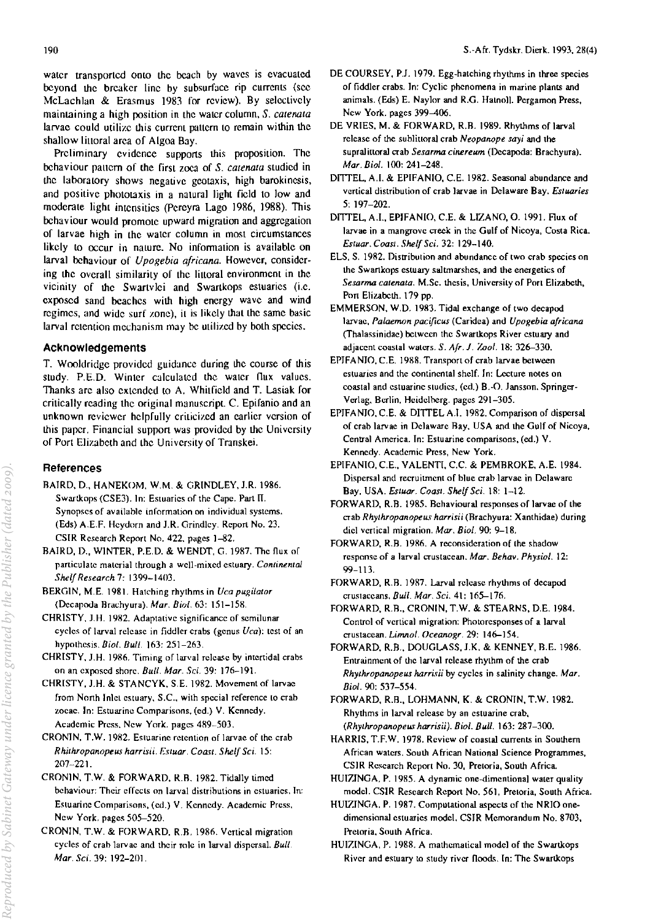water transported onto the beach by waves is evacuated beyond the breaker line by subsurface rip currents (see McLachlan & Erasmus 1983 for review). By selectively maintaining a high position in the water column, *S. catenata* larvae could utilize this current pattern to remain within the shallow littoral area of Algoa Bay.

Preliminary evidence supports this proposition. The behaviour pattern of the first zoea of *S. catenata* studied in the laboratory shows negative geotaxis, high barokinesis, and positive phototaxis in a natural light field to low and moderate light intensities (Pereyra Lago 1986, 1988). This behaviour would promote upward migration and aggregation of larvae high in the water column in most circumstances likely to occur in nature. No information is available on larval behaviour of *Upogebia africana*. However, considering the overall similarity of the littoral environment in the vicinity of the Swartvlei and Swartkops estuaries (i.e. exposed sand beaches with high energy wave and wind regimes, and wide surf zone), it is likely that the same basic larval retention mechanism may be utilized by both species.

## Acknowledgements

T. Wooldridge provided guidance during the course of this study. P.E.D. Winter calculated the water flux values. Thanks are also extended to A. Whitfield and T. Lasiak for critically reading the original manuscript. C. Epifanio and an unknown reviewer helpfully criticized an earlier version of this paper. Financial support was provided by the University of Port Elizabeth and the University of Transkei.

## References

BAIRD, D., HANEKOM, W.M. & GRINDLEY, J.R. 1986. Swartkops (CSE3). In: Estuaries of the Cape. Part II. Synopses of available information on individual systems. (Eds) A.E.F. Heydorn and J.R. Grindley. Report No. 23. CSIR Research Report No. 422. pages 1–82.

BAIRD, D., WINTER, P.E.D. & WENDT, G. 1987. The flux of particulate material through a well-mixed estuary. *Continental Shelf Research* 7: 1399–1403.

BERGIN, M.E. 1981. Hatching rhythms in *Uca pugilator* (Decapoda Brachyura). *Mar. Biol.* 63: 151–158.

CHRISTY, J.H. 1982. Adaptative significance of semilunar cycles of larval release in fiddler crabs (genus *Uca*): test of an hypothesis. *Biol. Bull.* 163: 251–263.

CHRISTY, J.H. 1986. Timing of larval release by intertidal crabs on an exposed shore. *Bull. Mar. Sci.* 39: 176–191.

CHRISTY, J.H. & STANCYK, S.E. 1982. Movement of larvae from North Inlet estuary, S.C., with special reference to crab zoeae. In: Estuarine Comparisons, (ed.) V. Kennedy. Academic Press, New York. pages 489–503.

CRONIN, T.W. 1982. Estuarine retention of larvae of the crab *Rhithropanopeus harrisii*. *Estuar. Coast. Shelf Sci.* 15: 207–221.

CRONIN, T.W. & FORWARD, R.B. 1982. Tidally timed behaviour: Their effects on larval distributions in estuaries. In: Estuarine Comparisons, (ed.) V. Kennedy. Academic Press, New York. pages 505–520.

CRONIN, T.W. & FORWARD, R.B. 1986. Vertical migration cycles of crab larvae and their role in larval dispersal. *Bull. Mar. Sci.* 39: 192–201.

DE COURSEY, P.J. 1979. Egg-hatching rhythms in three species of fiddler crabs. In: Cyclic phenomena in marine plants and animals. (Eds) E. Naylor and R.G. Hatnoll. Pergamon Press, New York. pages 399–406.

DE VRIES, M. & FORWARD, R.B. 1989. Rhythms of larval release of the sublittoral crab *Neopanope sayi* and the supralittoral crab *Sesarma cinereum* (Decapoda: Brachyura). *Mar. Biol.* 100: 241–248.

DITTEL, A.I. & EPIFANIO, C.E. 1982. Seasonal abundance and vertical distribution of crab larvae in Delaware Bay. *Estuaries* 5: 197–202.

DITTEL, A.I., EPIFANIO, C.E. & LIZANO, O. 1991. Flux of larvae in a mangrove creek in the Gulf of Nicoya, Costa Rica. *Estuar. Coast. Shelf Sci.* 32: 129–140.

ELS, S. 1982. Distribution and abundance of two crab species on the Swartkops estuary saltmarshes, and the energetics of *Sesarma catenata*. M.Sc. thesis, University of Port Elizabeth, Port Elizabeth. 179 pp.

EMMERSON, W.D. 1983. Tidal exchange of two decapod larvae, *Palaemon pacificus* (Caridea) and *Upogebia africana* (Thalassinidae) between the Swartkops River estuary and adjacent coastal waters. *S. Afr. J. Zool.* 18: 326–330.

EPIFANIO, C.E. 1988. Transport of crab larvae between estuaries and the continental shelf. In: Lecture notes on coastal and estuarine studies, (ed.) B.-O. Jansson. Springer-Verlag, Berlin, Heidelberg. pages 291–305.

EPIFANIO, C.E. & DITTEL A.I. 1982. Comparison of dispersal of crab larvae in Delaware Bay, USA and the Gulf of Nicoya, Central America. In: Estuarine comparisons, (ed.) V. Kennedy. Academic Press, New York.

EPIFANIO, C.E., VALENTI, C.C. & PEMBROKE, A.E. 1984. Dispersal and recruitment of blue crab larvae in Delaware Bay, USA. *Estuar. Coast. Shelf Sci.* 18: 1–12.

FORWARD, R.B. 1985. Behavioural responses of larvae of the crab *Rhythropanopeus harrisii* (Brachyura: Xanthidae) during diel vertical migration. *Mar. Biol.* 90: 9–18.

FORWARD, R.B. 1986. A reconsideration of the shadow response of a larval crustacean. *Mar. Behav. Physiol.* 12: 99–113.

FORWARD, R.B. 1987. Larval release rhythms of decapod crustaceans. *Bull. Mar. Sci.* 41: 165–176.

FORWARD, R.B., CRONIN, T.W. & STEARNS, D.E. 1984. Control of vertical migration: Photoresponses of a larval crustacean. *Limnol. Oceanogr.* 29: 146–154.

FORWARD, R.B., DOUGLASS, J.K. & KENNEY, B.E. 1986. Entrainment of the larval release rhythm of the crab *Rhythropanopeus harrisii* by cycles in salinity change. *Mar. Biol.* 90: 537–554.

FORWARD, R.B., LOHMANN, K. & CRONIN, T.W. 1982. Rhythms in larval release by an estuarine crab, (*Rhythropanopeus harrisii*). *Biol. Bull.* 163: 287–300.

HARRIS, T.F.W. 1978. Review of coastal currents in Southern African waters. South African National Science Programmes, CSIR Research Report No. 30, Pretoria, South Africa.

HUIZINGA, P. 1985. A dynamic one-dimentional water quality model. CSIR Research Report No. 561, Pretoria, South Africa.

HUIZINGA, P. 1987. Computational aspects of the NRIO one-dimensional estuaries model. CSIR Memorandum No. 8703, Pretoria, South Africa.

HUIZINGA, P. 1988. A mathematical model of the Swartkops River and estuary to study river floods. In: The Swartkops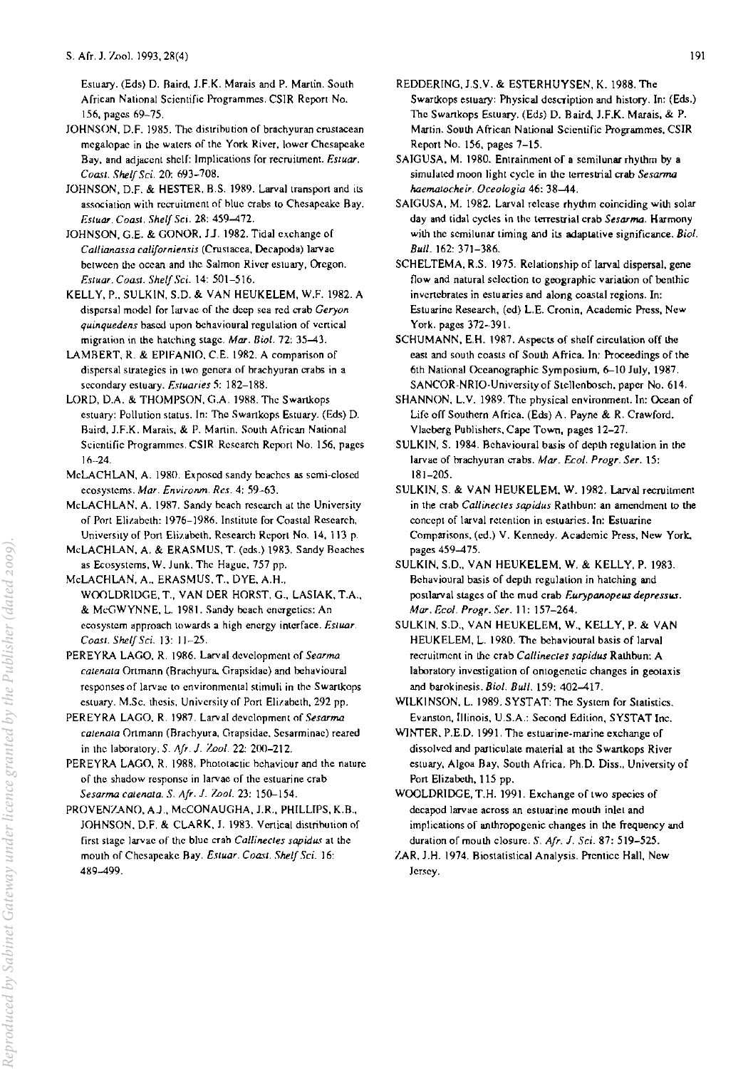Estuary. (Eds) D. Baird, J.F.K. Marais and P. Martin. South African National Scientific Programmes. CSIR Report No. 156, pages 69–75.

JOHNSON, D.F. 1985. The distribution of brachyuran crustacean megalopae in the waters of the York River, lower Chesapeake Bay, and adjacent shelf: Implications for recruitment. *Estuar. Coast. Shelf Sci.* 20: 693–708.

JOHNSON, D.F. & HESTER, B.S. 1989. Larval transport and its association with recruitment of blue crabs to Chesapeake Bay. *Estuar. Coast. Shelf Sci.* 28: 459–472.

JOHNSON, G.E. & GONOR, J.J. 1982. Tidal exchange of *Callianassa californiensis* (Crustacea, Decapoda) larvae between the ocean and the Salmon River estuary, Oregon. *Estuar. Coast. Shelf Sci.* 14: 501–516.

KELLY, P., SULKIN, S.D. & VAN HEUKELEM, W.F. 1982. A dispersal model for larvae of the deep sea red crab *Geryon quinquedens* based upon behavioural regulation of vertical migration in the hatching stage. *Mar. Biol.* 72: 35–43.

LAMBERT, R. & EPIFANIO, C.E. 1982. A comparison of dispersal strategies in two genera of brachyuran crabs in a secondary estuary. *Estuaries* 5: 182–188.

LORD, D.A. & THOMPSON, G.A. 1988. The Swartkops estuary: Pollution status. In: The Swartkops Estuary. (Eds) D. Baird, J.F.K. Marais, & P. Martin. South African National Scientific Programmes. CSIR Research Report No. 156, pages 16–24.

McLACHLAN, A. 1980. Exposed sandy beaches as semi-closed ecosystems. *Mar. Environm. Res.* 4: 59–63.

McLACHLAN, A. 1987. Sandy beach research at the University of Port Elizabeth: 1976–1986. Institute for Coastal Research, University of Port Elizabeth, Research Report No. 14, 113 p.

McLACHLAN, A. & ERASMUS, T. (eds.) 1983. Sandy Beaches as Ecosystems, W. Junk, The Hague, 757 pp.

McLACHLAN, A., ERASMUS, T., DYE, A.H., WOOLDRIDGE, T., VAN DER HORST, G., LASIAK, T.A., & McGWYNNE, L. 1981. Sandy beach energetics: An ecosystem approach towards a high energy interface. *Estuar. Coast. Shelf Sci.* 13: 11–25.

PEREYRA LAGO, R. 1986. Larval development of *Searma catenata* Ortmann (Brachyura, Grapsidae) and behavioural responses of larvae to environmental stimuli in the Swartkops estuary. M.Sc. thesis, University of Port Elizabeth, 292 pp.

PEREYRA LAGO, R. 1987. Larval development of *Sesarma catenata* Ortmann (Brachyura, Grapsidae, Sesarminae) reared in the laboratory. *S. Afr. J. Zool.* 22: 200–212.

PEREYRA LAGO, R. 1988. Phototactic behaviour and the nature of the shadow response in larvae of the estuarine crab *Sesarma catenata*. *S. Afr. J. Zool.* 23: 150–154.

PROVENZANO, A.J., McCONAUGHA, J.R., PHILLIPS, K.B., JOHNSON, D.F. & CLARK, J. 1983. Vertical distribution of first stage larvae of the blue crab *Callinectes sapidus* at the mouth of Chesapeake Bay. *Estuar. Coast. Shelf Sci.* 16: 489–499.

REDDERING, J.S.V. & ESTERHUYSEN, K. 1988. The Swartkops estuary: Physical description and history. In: (Eds.) The Swartkops Estuary. (Eds) D. Baird, J.F.K. Marais, & P. Martin. South African National Scientific Programmes, CSIR Report No. 156, pages 7–15.

SAIGUSA, M. 1980. Entrainment of a semilunar rhythm by a simulated moon light cycle in the terrestrial crab *Sesarma haematocheir*. *Oceologia* 46: 38–44.

SAIGUSA, M. 1982. Larval release rhythm coinciding with solar day and tidal cycles in the terrestrial crab *Sesarma*. Harmony with the semilunar timing and its adaptative significance. *Biol. Bull.* 162: 371–386.

SCHELTEMA, R.S. 1975. Relationship of larval dispersal, gene flow and natural selection to geographic variation of benthic invertebrates in estuaries and along coastal regions. In: Estuarine Research, (ed) L.E. Cronin, Academic Press, New York. pages 372–391.

SCHUMANN, E.H. 1987. Aspects of shelf circulation off the east and south coasts of South Africa. In: Proceedings of the 6th National Oceanographic Symposium, 6–10 July, 1987. SANCOR-NRIO-University of Stellenbosch, paper No. 614.

SHANNON, L.V. 1989. The physical environment. In: Ocean of Life off Southern Africa. (Eds) A. Payne & R. Crawford. Vlaeberg Publishers, Cape Town, pages 12–27.

SULKIN, S. 1984. Behavioural basis of depth regulation in the larvae of brachyuran crabs. *Mar. Ecol. Progr. Ser.* 15: 181–205.

SULKIN, S. & VAN HEUKELEM, W. 1982. Larval recruitment in the crab *Callinectes sapidus* Rathbun: an amendment to the concept of larval retention in estuaries. In: Estuarine Comparisons, (ed.) V. Kennedy. Academic Press, New York, pages 459–475.

SULKIN, S.D., VAN HEUKELEM, W. & KELLY, P. 1983. Behavioural basis of depth regulation in hatching and postlarval stages of the mud crab *Eurypanopeus depressus*. *Mar. Ecol. Progr. Ser.* 11: 157–264.

SULKIN, S.D., VAN HEUKELEM, W., KELLY, P. & VAN HEUKELEM, L. 1980. The behavioural basis of larval recruitment in the crab *Callinectes sapidus* Rathbun: A laboratory investigation of ontogenetic changes in geotaxis and barokinesis. *Biol. Bull.* 159: 402–417.

WILKINSON, L. 1989. SYSTAT: The System for Statistics. Evanston, Illinois, U.S.A.: Second Edition, SYSTAT Inc.

WINTER, P.E.D. 1991. The estuarine-marine exchange of dissolved and particulate material at the Swartkops River estuary, Algoa Bay, South Africa. Ph.D. Diss., University of Port Elizabeth, 115 pp.

WOOLDRIDGE, T.H. 1991. Exchange of two species of decapod larvae across an estuarine mouth inlet and implications of anthropogenic changes in the frequency and duration of mouth closure. *S. Afr. J. Sci.* 87: 519–525.

ZAR, J.H. 1974. Biostatistical Analysis. Prentice Hall, New Jersey.